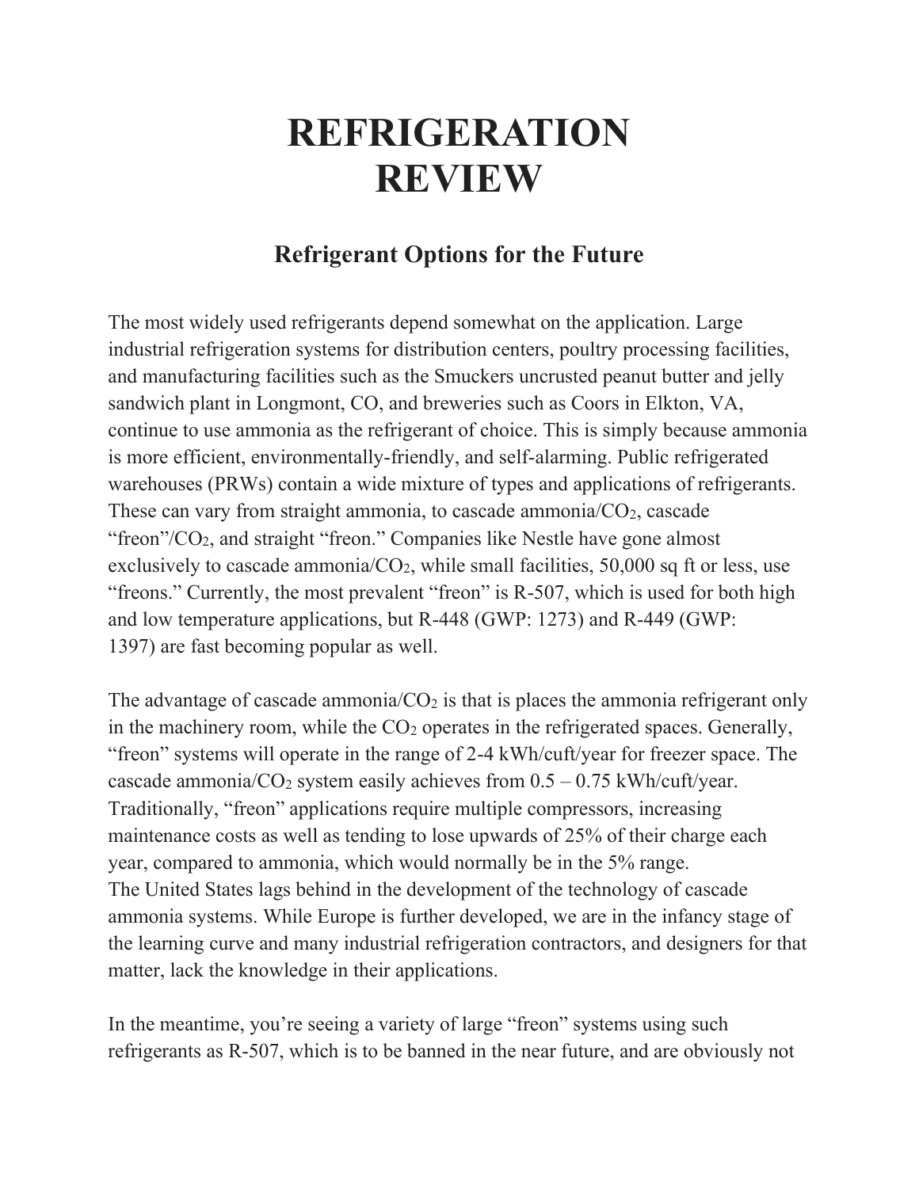# REFRIGERATION REVIEW

## Refrigerant Options for the Future

The most widely used refrigerants depend somewhat on the application. Large industrial refrigeration systems for distribution centers, poultry processing facilities, and manufacturing facilities such as the Smuckers uncrusted peanut butter and jelly sandwich plant in Longmont, CO, and breweries such as Coors in Elkton, VA, continue to use ammonia as the refrigerant of choice. This is simply because ammonia is more efficient, environmentally-friendly, and self-alarming. Public refrigerated warehouses (PRWs) contain a wide mixture of types and applications of refrigerants. These can vary from straight ammonia, to cascade ammonia/$CO_2$, cascade "freon"/$CO_2$, and straight "freon." Companies like Nestle have gone almost exclusively to cascade ammonia/$CO_2$, while small facilities, 50,000 sq ft or less, use "freons." Currently, the most prevalent "freon" is R-507, which is used for both high and low temperature applications, but R-448 (GWP: 1273) and R-449 (GWP: 1397) are fast becoming popular as well.

The advantage of cascade ammonia/$CO_2$ is that is places the ammonia refrigerant only in the machinery room, while the $CO_2$ operates in the refrigerated spaces. Generally, "freon" systems will operate in the range of 2-4 kWh/cuft/year for freezer space. The cascade ammonia/$CO_2$ system easily achieves from 0.5 – 0.75 kWh/cuft/year. Traditionally, "freon" applications require multiple compressors, increasing maintenance costs as well as tending to lose upwards of 25% of their charge each year, compared to ammonia, which would normally be in the 5% range.
The United States lags behind in the development of the technology of cascade ammonia systems. While Europe is further developed, we are in the infancy stage of the learning curve and many industrial refrigeration contractors, and designers for that matter, lack the knowledge in their applications.

In the meantime, you're seeing a variety of large "freon" systems using such refrigerants as R-507, which is to be banned in the near future, and are obviously not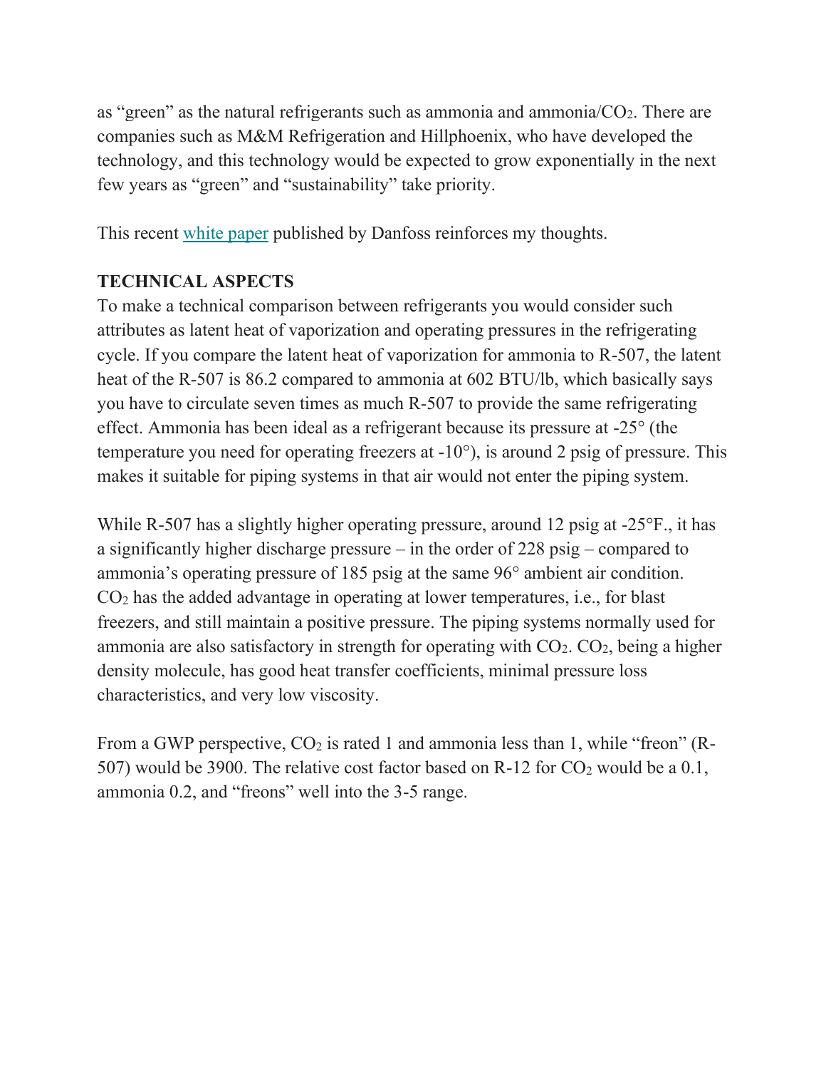as "green" as the natural refrigerants such as ammonia and ammonia/$CO_2$. There are companies such as M&M Refrigeration and Hillphoenix, who have developed the technology, and this technology would be expected to grow exponentially in the next few years as "green" and "sustainability" take priority.

This recent white paper published by Danfoss reinforces my thoughts.

**TECHNICAL ASPECTS**

To make a technical comparison between refrigerants you would consider such attributes as latent heat of vaporization and operating pressures in the refrigerating cycle. If you compare the latent heat of vaporization for ammonia to R-507, the latent heat of the R-507 is 86.2 compared to ammonia at 602 BTU/lb, which basically says you have to circulate seven times as much R-507 to provide the same refrigerating effect. Ammonia has been ideal as a refrigerant because its pressure at -25° (the temperature you need for operating freezers at -10°), is around 2 psig of pressure. This makes it suitable for piping systems in that air would not enter the piping system.

While R-507 has a slightly higher operating pressure, around 12 psig at -25°F., it has a significantly higher discharge pressure – in the order of 228 psig – compared to ammonia's operating pressure of 185 psig at the same 96° ambient air condition. $CO_2$ has the added advantage in operating at lower temperatures, i.e., for blast freezers, and still maintain a positive pressure. The piping systems normally used for ammonia are also satisfactory in strength for operating with $CO_2$. $CO_2$, being a higher density molecule, has good heat transfer coefficients, minimal pressure loss characteristics, and very low viscosity.

From a GWP perspective, $CO_2$ is rated 1 and ammonia less than 1, while "freon" (R-507) would be 3900. The relative cost factor based on R-12 for $CO_2$ would be a 0.1, ammonia 0.2, and "freons" well into the 3-5 range.